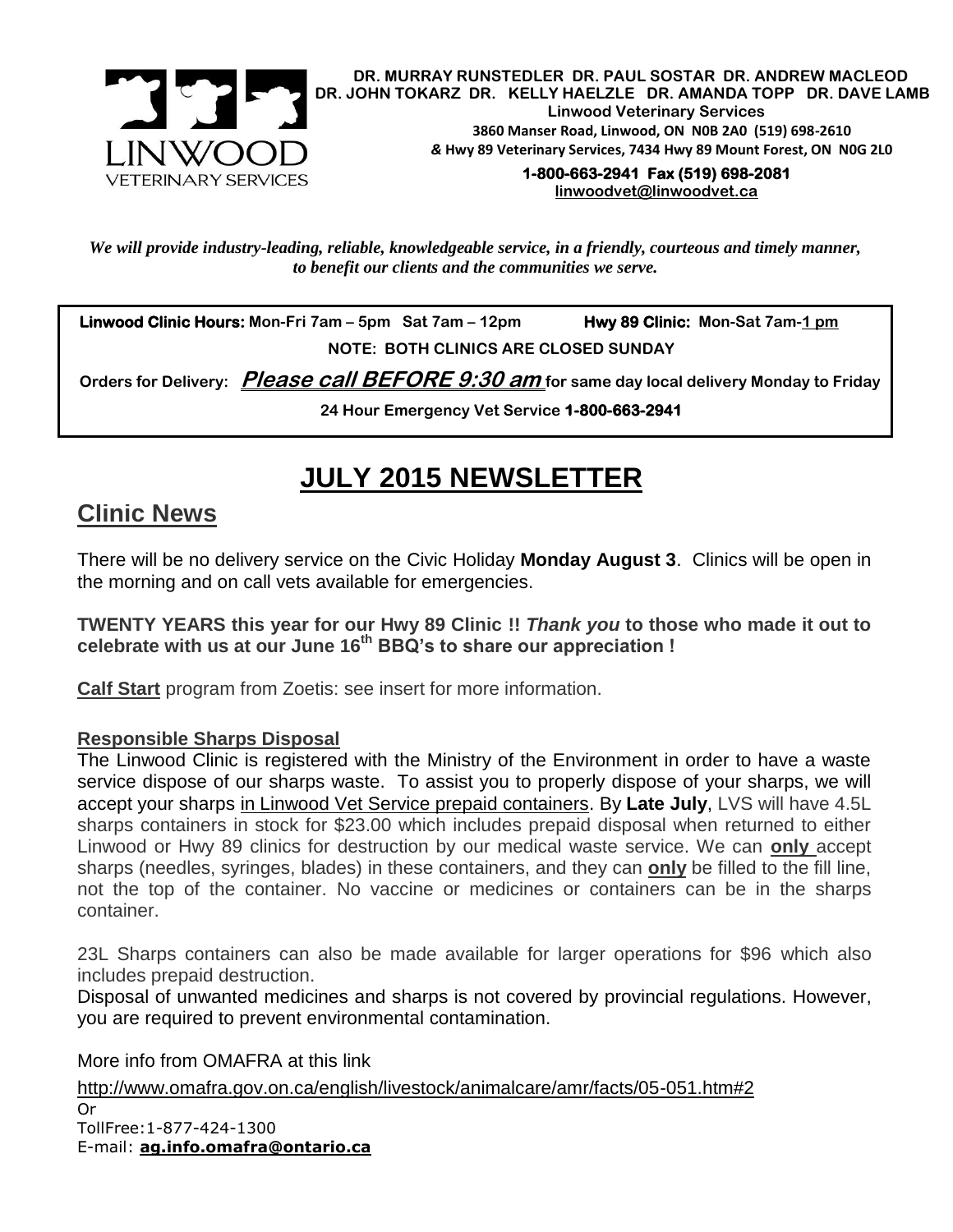LINWOOD
VETERINARY SERVICES

**DR. MURRAY RUNSTEDLER DR. PAUL SOSTAR DR. ANDREW MACLEOD**
**DR. JOHN TOKARZ DR. KELLY HAELZLE DR. AMANDA TOPP DR. DAVE LAMB**
**Linwood Veterinary Services**
**3860 Manser Road, Linwood, ON N0B 2A0 (519) 698-2610**
**& Hwy 89 Veterinary Services, 7434 Hwy 89 Mount Forest, ON N0G 2L0**
**1-800-663-2941 Fax (519) 698-2081**
**linwoodvet@linwoodvet.ca**

***We will provide industry-leading, reliable, knowledgeable service, in a friendly, courteous and timely manner, to benefit our clients and the communities we serve.***

**Linwood Clinic Hours:** Mon-Fri 7am – 5pm Sat 7am – 12pm **Hwy 89 Clinic:** Mon-Sat 7am-1 pm

**NOTE: BOTH CLINICS ARE CLOSED SUNDAY**

**Orders for Delivery:** ***Please call BEFORE 9:30 am*** **for same day local delivery Monday to Friday**

**24 Hour Emergency Vet Service 1-800-663-2941**

# JULY 2015 NEWSLETTER

## Clinic News

There will be no delivery service on the Civic Holiday **Monday August 3**. Clinics will be open in the morning and on call vets available for emergencies.

**TWENTY YEARS this year for our Hwy 89 Clinic !! *Thank you* to those who made it out to celebrate with us at our June 16th BBQ's to share our appreciation !**

**Calf Start** program from Zoetis: see insert for more information.

### Responsible Sharps Disposal

The Linwood Clinic is registered with the Ministry of the Environment in order to have a waste service dispose of our sharps waste. To assist you to properly dispose of your sharps, we will accept your sharps in Linwood Vet Service prepaid containers. By **Late July**, LVS will have 4.5L sharps containers in stock for $23.00 which includes prepaid disposal when returned to either Linwood or Hwy 89 clinics for destruction by our medical waste service. We can **only** accept sharps (needles, syringes, blades) in these containers, and they can **only** be filled to the fill line, not the top of the container. No vaccine or medicines or containers can be in the sharps container.

23L Sharps containers can also be made available for larger operations for $96 which also includes prepaid destruction.
Disposal of unwanted medicines and sharps is not covered by provincial regulations. However, you are required to prevent environmental contamination.

More info from OMAFRA at this link
http://www.omafra.gov.on.ca/english/livestock/animalcare/amr/facts/05-051.htm#2
Or
TollFree:1-877-424-1300
E-mail: **ag.info.omafra@ontario.ca**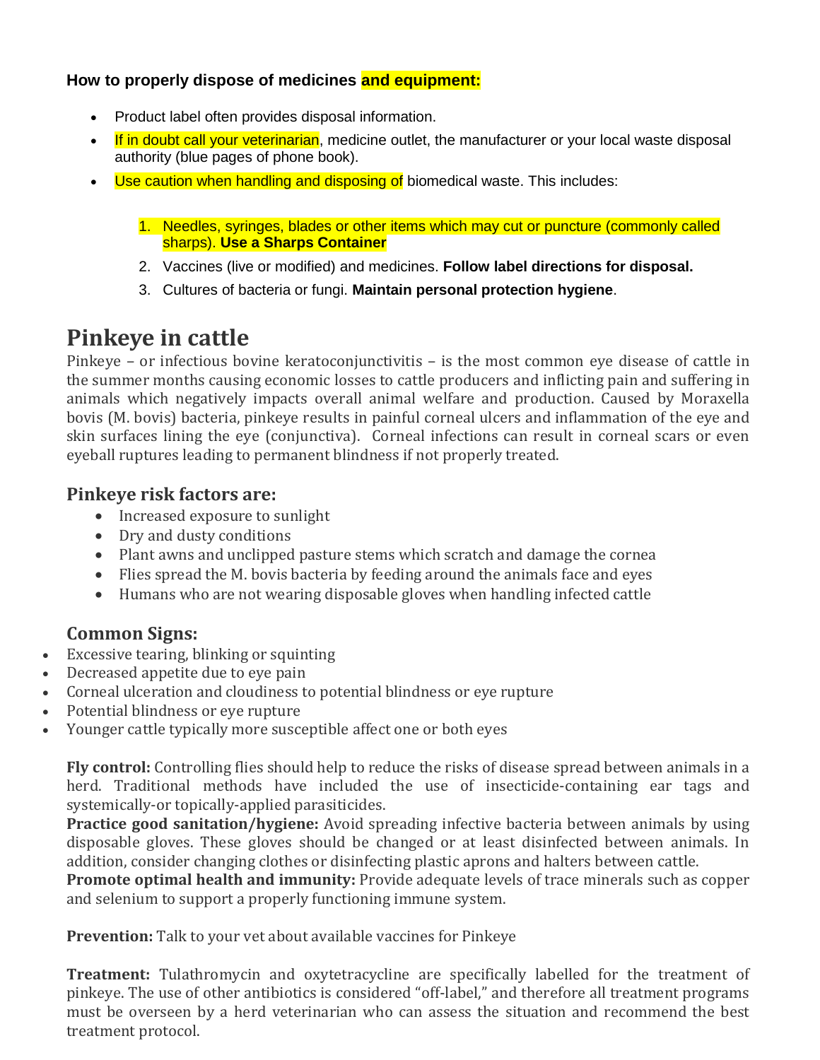**How to properly dispose of medicines and equipment:**

- Product label often provides disposal information.
- If in doubt call your veterinarian, medicine outlet, the manufacturer or your local waste disposal authority (blue pages of phone book).
- Use caution when handling and disposing of biomedical waste. This includes:

  1. Needles, syringes, blades or other items which may cut or puncture (commonly called sharps). **Use a Sharps Container**
  2. Vaccines (live or modified) and medicines. **Follow label directions for disposal.**
  3. Cultures of bacteria or fungi. **Maintain personal protection hygiene**.

# Pinkeye in cattle

Pinkeye – or infectious bovine keratoconjunctivitis – is the most common eye disease of cattle in the summer months causing economic losses to cattle producers and inflicting pain and suffering in animals which negatively impacts overall animal welfare and production. Caused by Moraxella bovis (M. bovis) bacteria, pinkeye results in painful corneal ulcers and inflammation of the eye and skin surfaces lining the eye (conjunctiva). Corneal infections can result in corneal scars or even eyeball ruptures leading to permanent blindness if not properly treated.

## Pinkeye risk factors are:

- Increased exposure to sunlight
- Dry and dusty conditions
- Plant awns and unclipped pasture stems which scratch and damage the cornea
- Flies spread the M. bovis bacteria by feeding around the animals face and eyes
- Humans who are not wearing disposable gloves when handling infected cattle

## Common Signs:

- Excessive tearing, blinking or squinting
- Decreased appetite due to eye pain
- Corneal ulceration and cloudiness to potential blindness or eye rupture
- Potential blindness or eye rupture
- Younger cattle typically more susceptible affect one or both eyes

**Fly control:** Controlling flies should help to reduce the risks of disease spread between animals in a herd. Traditional methods have included the use of insecticide-containing ear tags and systemically-or topically-applied parasiticides.

**Practice good sanitation/hygiene:** Avoid spreading infective bacteria between animals by using disposable gloves. These gloves should be changed or at least disinfected between animals. In addition, consider changing clothes or disinfecting plastic aprons and halters between cattle.

**Promote optimal health and immunity:** Provide adequate levels of trace minerals such as copper and selenium to support a properly functioning immune system.

**Prevention:** Talk to your vet about available vaccines for Pinkeye

**Treatment:** Tulathromycin and oxytetracycline are specifically labelled for the treatment of pinkeye. The use of other antibiotics is considered "off-label," and therefore all treatment programs must be overseen by a herd veterinarian who can assess the situation and recommend the best treatment protocol.